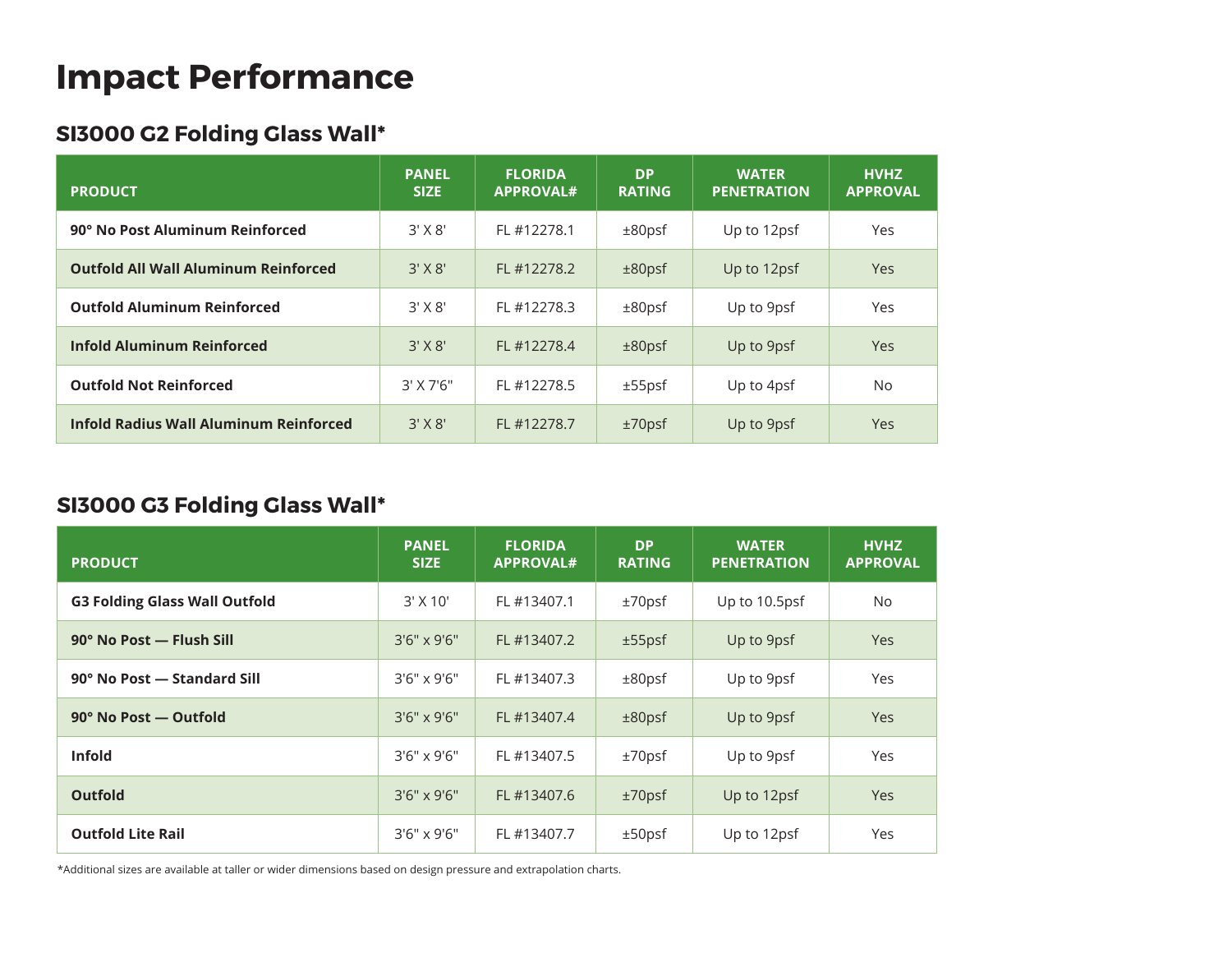# Impact Performance

## SI3000 G2 Folding Glass Wall*

| PRODUCT | PANEL SIZE | FLORIDA APPROVAL# | DP RATING | WATER PENETRATION | HVHZ APPROVAL |
|---|---|---|---|---|---|
| **90° No Post Aluminum Reinforced** | 3' X 8' | FL #12278.1 | ±80psf | Up to 12psf | Yes |
| **Outfold All Wall Aluminum Reinforced** | 3' X 8' | FL #12278.2 | ±80psf | Up to 12psf | Yes |
| **Outfold Aluminum Reinforced** | 3' X 8' | FL #12278.3 | ±80psf | Up to 9psf | Yes |
| **Infold Aluminum Reinforced** | 3' X 8' | FL #12278.4 | ±80psf | Up to 9psf | Yes |
| **Outfold Not Reinforced** | 3' X 7'6" | FL #12278.5 | ±55psf | Up to 4psf | No |
| **Infold Radius Wall Aluminum Reinforced** | 3' X 8' | FL #12278.7 | ±70psf | Up to 9psf | Yes |

## SI3000 G3 Folding Glass Wall*

| PRODUCT | PANEL SIZE | FLORIDA APPROVAL# | DP RATING | WATER PENETRATION | HVHZ APPROVAL |
|---|---|---|---|---|---|
| **G3 Folding Glass Wall Outfold** | 3' X 10' | FL #13407.1 | ±70psf | Up to 10.5psf | No |
| **90° No Post — Flush Sill** | 3'6" x 9'6" | FL #13407.2 | ±55psf | Up to 9psf | Yes |
| **90° No Post — Standard Sill** | 3'6" x 9'6" | FL #13407.3 | ±80psf | Up to 9psf | Yes |
| **90° No Post — Outfold** | 3'6" x 9'6" | FL #13407.4 | ±80psf | Up to 9psf | Yes |
| **Infold** | 3'6" x 9'6" | FL #13407.5 | ±70psf | Up to 9psf | Yes |
| **Outfold** | 3'6" x 9'6" | FL #13407.6 | ±70psf | Up to 12psf | Yes |
| **Outfold Lite Rail** | 3'6" x 9'6" | FL #13407.7 | ±50psf | Up to 12psf | Yes |

*Additional sizes are available at taller or wider dimensions based on design pressure and extrapolation charts.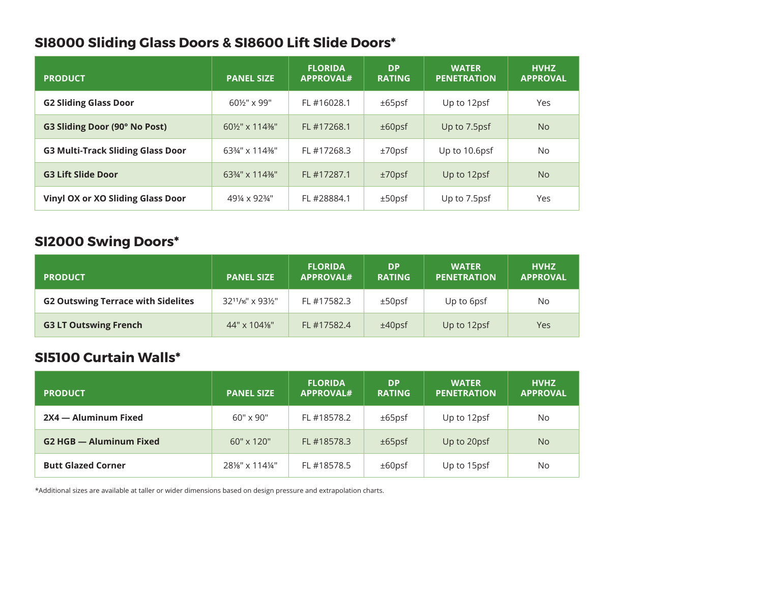## SI8000 Sliding Glass Doors & SI8600 Lift Slide Doors*

| PRODUCT | PANEL SIZE | FLORIDA APPROVAL# | DP RATING | WATER PENETRATION | HVHZ APPROVAL |
|---|---|---|---|---|---|
| **G2 Sliding Glass Door** | 60½" x 99" | FL #16028.1 | ±65psf | Up to 12psf | Yes |
| **G3 Sliding Door (90° No Post)** | 60½" x 114⅜" | FL #17268.1 | ±60psf | Up to 7.5psf | No |
| **G3 Multi-Track Sliding Glass Door** | 63¾" x 114⅜" | FL #17268.3 | ±70psf | Up to 10.6psf | No |
| **G3 Lift Slide Door** | 63¾" x 114⅜" | FL #17287.1 | ±70psf | Up to 12psf | No |
| **Vinyl OX or XO Sliding Glass Door** | 49¼ x 92¾" | FL #28884.1 | ±50psf | Up to 7.5psf | Yes |

## SI2000 Swing Doors*

| PRODUCT | PANEL SIZE | FLORIDA APPROVAL# | DP RATING | WATER PENETRATION | HVHZ APPROVAL |
|---|---|---|---|---|---|
| **G2 Outswing Terrace with Sidelites** | 32¹¹⁄₁₆" x 93½" | FL #17582.3 | ±50psf | Up to 6psf | No |
| **G3 LT Outswing French** | 44" x 104⅛" | FL #17582.4 | ±40psf | Up to 12psf | Yes |

## SI5100 Curtain Walls*

| PRODUCT | PANEL SIZE | FLORIDA APPROVAL# | DP RATING | WATER PENETRATION | HVHZ APPROVAL |
|---|---|---|---|---|---|
| **2X4 — Aluminum Fixed** | 60" x 90" | FL #18578.2 | ±65psf | Up to 12psf | No |
| **G2 HGB — Aluminum Fixed** | 60" x 120" | FL #18578.3 | ±65psf | Up to 20psf | No |
| **Butt Glazed Corner** | 28⅛" x 114¼" | FL #18578.5 | ±60psf | Up to 15psf | No |

*Additional sizes are available at taller or wider dimensions based on design pressure and extrapolation charts.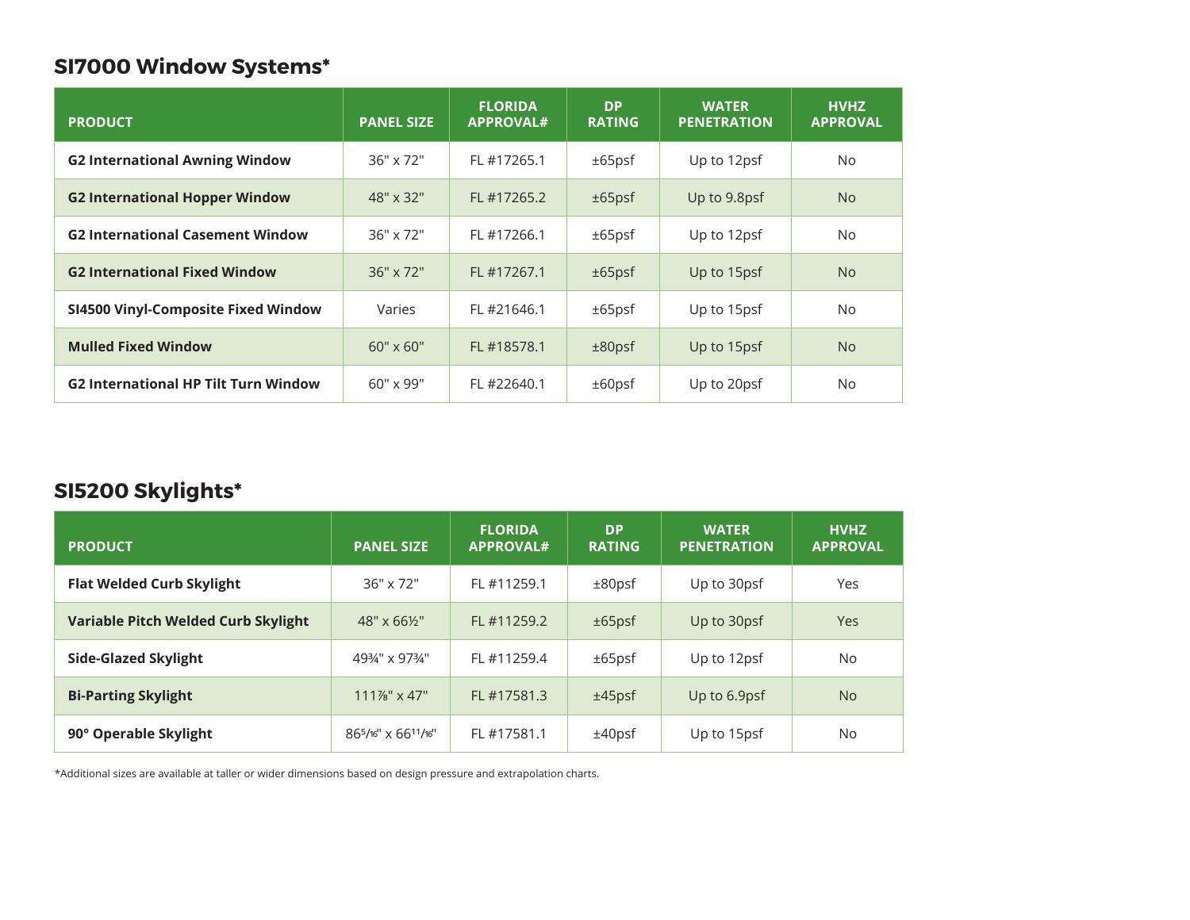## SI7000 Window Systems*

| PRODUCT | PANEL SIZE | FLORIDA APPROVAL# | DP RATING | WATER PENETRATION | HVHZ APPROVAL |
|---|---|---|---|---|---|
| **G2 International Awning Window** | 36" x 72" | FL #17265.1 | ±65psf | Up to 12psf | No |
| **G2 International Hopper Window** | 48" x 32" | FL #17265.2 | ±65psf | Up to 9.8psf | No |
| **G2 International Casement Window** | 36" x 72" | FL #17266.1 | ±65psf | Up to 12psf | No |
| **G2 International Fixed Window** | 36" x 72" | FL #17267.1 | ±65psf | Up to 15psf | No |
| **SI4500 Vinyl-Composite Fixed Window** | Varies | FL #21646.1 | ±65psf | Up to 15psf | No |
| **Mulled Fixed Window** | 60" x 60" | FL #18578.1 | ±80psf | Up to 15psf | No |
| **G2 International HP Tilt Turn Window** | 60" x 99" | FL #22640.1 | ±60psf | Up to 20psf | No |

## SI5200 Skylights*

| PRODUCT | PANEL SIZE | FLORIDA APPROVAL# | DP RATING | WATER PENETRATION | HVHZ APPROVAL |
|---|---|---|---|---|---|
| **Flat Welded Curb Skylight** | 36" x 72" | FL #11259.1 | ±80psf | Up to 30psf | Yes |
| **Variable Pitch Welded Curb Skylight** | 48" x 66½" | FL #11259.2 | ±65psf | Up to 30psf | Yes |
| **Side-Glazed Skylight** | 49¾" x 97¾" | FL #11259.4 | ±65psf | Up to 12psf | No |
| **Bi-Parting Skylight** | 111⅞" x 47" | FL #17581.3 | ±45psf | Up to 6.9psf | No |
| **90° Operable Skylight** | 86 5/16" x 66 11/16" | FL #17581.1 | ±40psf | Up to 15psf | No |

*Additional sizes are available at taller or wider dimensions based on design pressure and extrapolation charts.